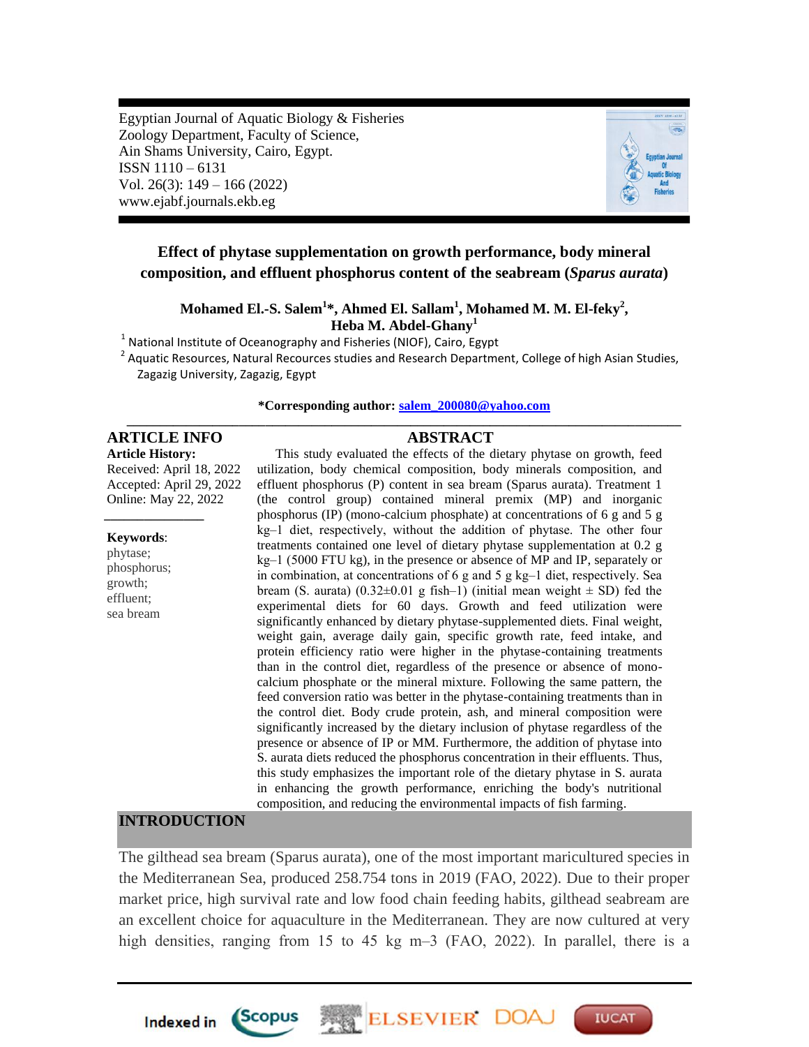Egyptian Journal of Aquatic Biology & Fisheries
Zoology Department, Faculty of Science,
Ain Shams University, Cairo, Egypt.
ISSN 1110 – 6131
Vol. 26(3): 149 – 166 (2022)
www.ejabf.journals.ekb.eg

# Effect of phytase supplementation on growth performance, body mineral composition, and effluent phosphorus content of the seabream (*Sparus aurata*)

**Mohamed El.-S. Salem[1]\*, Ahmed El. Sallam[1], Mohamed M. M. El-feky[2], Heba M. Abdel-Ghany[1]**

[1] National Institute of Oceanography and Fisheries (NIOF), Cairo, Egypt

[2] Aquatic Resources, Natural Recources studies and Research Department, College of high Asian Studies, Zagazig University, Zagazig, Egypt

**\*Corresponding author: salem_200080@yahoo.com**

## ARTICLE INFO

**Article History:**
Received: April 18, 2022
Accepted: April 29, 2022
Online: May 22, 2022

**Keywords**:
phytase;
phosphorus;
growth;
effluent;
sea bream

## ABSTRACT

This study evaluated the effects of the dietary phytase on growth, feed utilization, body chemical composition, body minerals composition, and effluent phosphorus (P) content in sea bream (Sparus aurata). Treatment 1 (the control group) contained mineral premix (MP) and inorganic phosphorus (IP) (mono-calcium phosphate) at concentrations of 6 g and 5 g kg–1 diet, respectively, without the addition of phytase. The other four treatments contained one level of dietary phytase supplementation at 0.2 g kg–1 (5000 FTU kg), in the presence or absence of MP and IP, separately or in combination, at concentrations of 6 g and 5 g kg–1 diet, respectively. Sea bream (S. aurata) (0.32±0.01 g fish–1) (initial mean weight ± SD) fed the experimental diets for 60 days. Growth and feed utilization were significantly enhanced by dietary phytase-supplemented diets. Final weight, weight gain, average daily gain, specific growth rate, feed intake, and protein efficiency ratio were higher in the phytase-containing treatments than in the control diet, regardless of the presence or absence of mono-calcium phosphate or the mineral mixture. Following the same pattern, the feed conversion ratio was better in the phytase-containing treatments than in the control diet. Body crude protein, ash, and mineral composition were significantly increased by the dietary inclusion of phytase regardless of the presence or absence of IP or MM. Furthermore, the addition of phytase into S. aurata diets reduced the phosphorus concentration in their effluents. Thus, this study emphasizes the important role of the dietary phytase in S. aurata in enhancing the growth performance, enriching the body's nutritional composition, and reducing the environmental impacts of fish farming.

## INTRODUCTION

The gilthead sea bream (Sparus aurata), one of the most important maricultured species in the Mediterranean Sea, produced 258.754 tons in 2019 (FAO, 2022). Due to their proper market price, high survival rate and low food chain feeding habits, gilthead seabream are an excellent choice for aquaculture in the Mediterranean. They are now cultured at very high densities, ranging from 15 to 45 kg m–3 (FAO, 2022). In parallel, there is a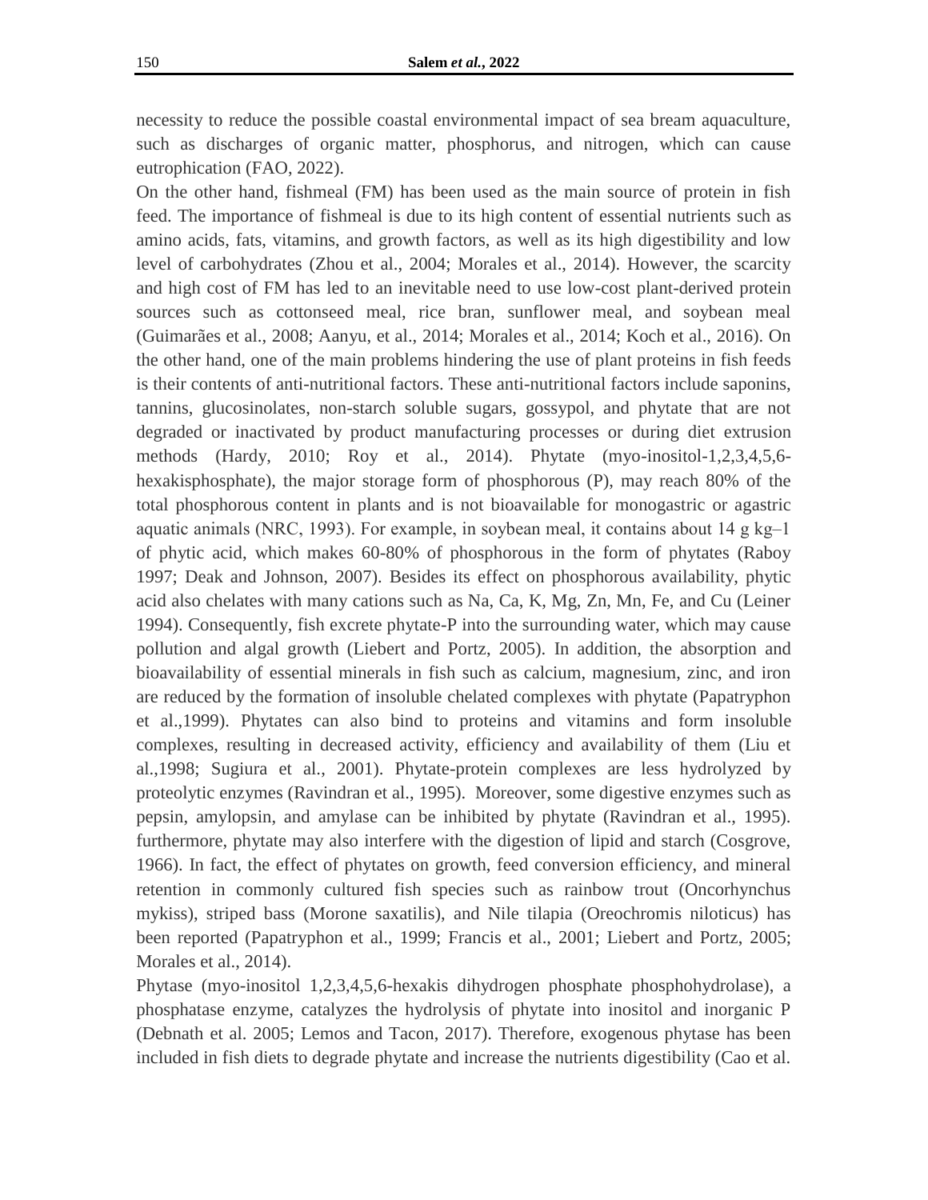necessity to reduce the possible coastal environmental impact of sea bream aquaculture, such as discharges of organic matter, phosphorus, and nitrogen, which can cause eutrophication (FAO, 2022).

On the other hand, fishmeal (FM) has been used as the main source of protein in fish feed. The importance of fishmeal is due to its high content of essential nutrients such as amino acids, fats, vitamins, and growth factors, as well as its high digestibility and low level of carbohydrates (Zhou et al., 2004; Morales et al., 2014). However, the scarcity and high cost of FM has led to an inevitable need to use low-cost plant-derived protein sources such as cottonseed meal, rice bran, sunflower meal, and soybean meal (Guimarães et al., 2008; Aanyu, et al., 2014; Morales et al., 2014; Koch et al., 2016). On the other hand, one of the main problems hindering the use of plant proteins in fish feeds is their contents of anti-nutritional factors. These anti-nutritional factors include saponins, tannins, glucosinolates, non-starch soluble sugars, gossypol, and phytate that are not degraded or inactivated by product manufacturing processes or during diet extrusion methods (Hardy, 2010; Roy et al., 2014). Phytate (myo-inositol-1,2,3,4,5,6-hexakisphosphate), the major storage form of phosphorous (P), may reach 80% of the total phosphorous content in plants and is not bioavailable for monogastric or agastric aquatic animals (NRC, 1993). For example, in soybean meal, it contains about 14 g $kg^{-1}$ of phytic acid, which makes 60-80% of phosphorous in the form of phytates (Raboy 1997; Deak and Johnson, 2007). Besides its effect on phosphorous availability, phytic acid also chelates with many cations such as Na, Ca, K, Mg, Zn, Mn, Fe, and Cu (Leiner 1994). Consequently, fish excrete phytate-P into the surrounding water, which may cause pollution and algal growth (Liebert and Portz, 2005). In addition, the absorption and bioavailability of essential minerals in fish such as calcium, magnesium, zinc, and iron are reduced by the formation of insoluble chelated complexes with phytate (Papatryphon et al.,1999). Phytates can also bind to proteins and vitamins and form insoluble complexes, resulting in decreased activity, efficiency and availability of them (Liu et al.,1998; Sugiura et al., 2001). Phytate-protein complexes are less hydrolyzed by proteolytic enzymes (Ravindran et al., 1995). Moreover, some digestive enzymes such as pepsin, amylopsin, and amylase can be inhibited by phytate (Ravindran et al., 1995). furthermore, phytate may also interfere with the digestion of lipid and starch (Cosgrove, 1966). In fact, the effect of phytates on growth, feed conversion efficiency, and mineral retention in commonly cultured fish species such as rainbow trout (Oncorhynchus mykiss), striped bass (Morone saxatilis), and Nile tilapia (Oreochromis niloticus) has been reported (Papatryphon et al., 1999; Francis et al., 2001; Liebert and Portz, 2005; Morales et al., 2014).

Phytase (myo-inositol 1,2,3,4,5,6-hexakis dihydrogen phosphate phosphohydrolase), a phosphatase enzyme, catalyzes the hydrolysis of phytate into inositol and inorganic P (Debnath et al. 2005; Lemos and Tacon, 2017). Therefore, exogenous phytase has been included in fish diets to degrade phytate and increase the nutrients digestibility (Cao et al.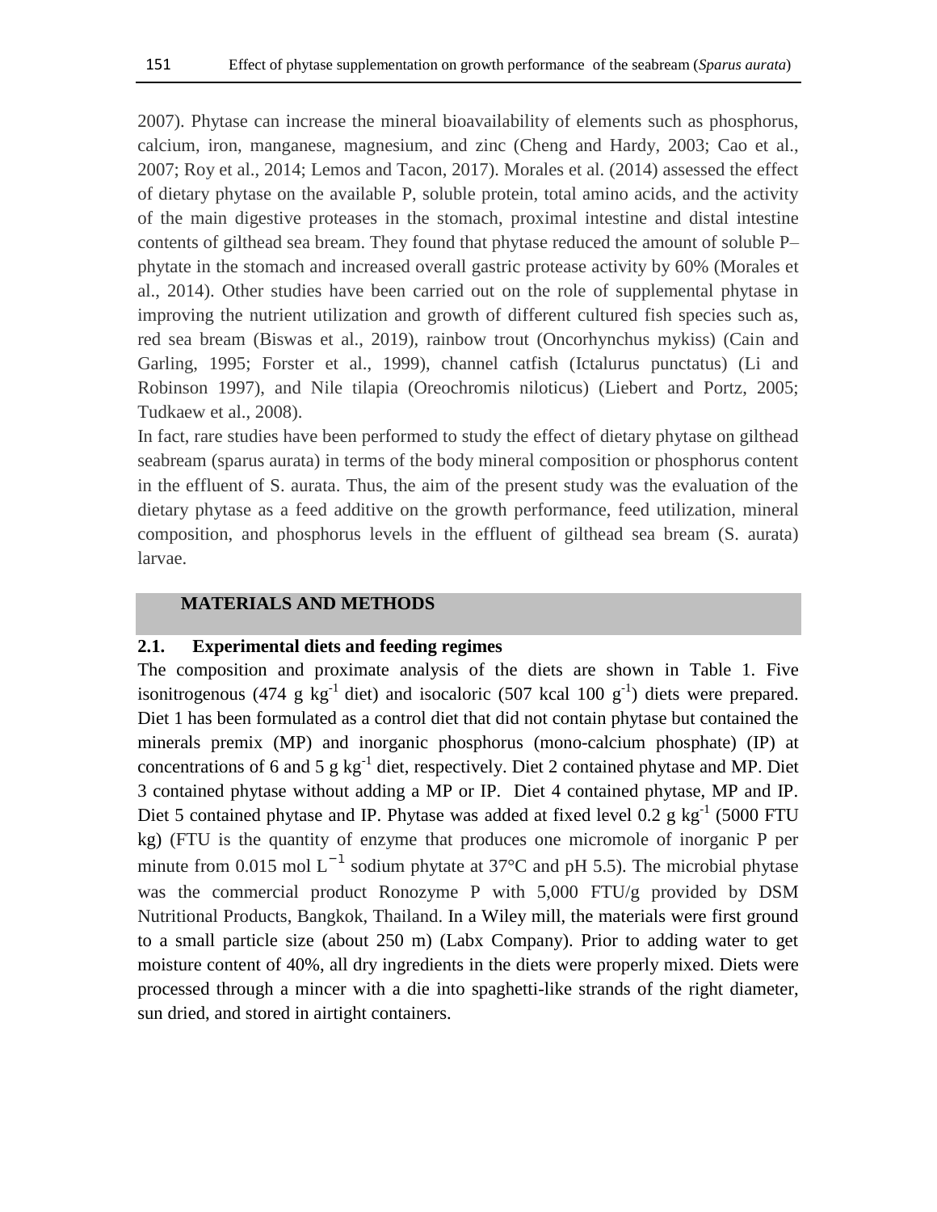2007). Phytase can increase the mineral bioavailability of elements such as phosphorus, calcium, iron, manganese, magnesium, and zinc (Cheng and Hardy, 2003; Cao et al., 2007; Roy et al., 2014; Lemos and Tacon, 2017). Morales et al. (2014) assessed the effect of dietary phytase on the available P, soluble protein, total amino acids, and the activity of the main digestive proteases in the stomach, proximal intestine and distal intestine contents of gilthead sea bream. They found that phytase reduced the amount of soluble P–phytate in the stomach and increased overall gastric protease activity by 60% (Morales et al., 2014). Other studies have been carried out on the role of supplemental phytase in improving the nutrient utilization and growth of different cultured fish species such as, red sea bream (Biswas et al., 2019), rainbow trout (Oncorhynchus mykiss) (Cain and Garling, 1995; Forster et al., 1999), channel catfish (Ictalurus punctatus) (Li and Robinson 1997), and Nile tilapia (Oreochromis niloticus) (Liebert and Portz, 2005; Tudkaew et al., 2008).

In fact, rare studies have been performed to study the effect of dietary phytase on gilthead seabream (sparus aurata) in terms of the body mineral composition or phosphorus content in the effluent of S. aurata. Thus, the aim of the present study was the evaluation of the dietary phytase as a feed additive on the growth performance, feed utilization, mineral composition, and phosphorus levels in the effluent of gilthead sea bream (S. aurata) larvae.

## MATERIALS AND METHODS

### 2.1. Experimental diets and feeding regimes

The composition and proximate analysis of the diets are shown in Table 1. Five isonitrogenous (474 g $kg^{-1}$ diet) and isocaloric (507 kcal 100 $g^{-1}$) diets were prepared. Diet 1 has been formulated as a control diet that did not contain phytase but contained the minerals premix (MP) and inorganic phosphorus (mono-calcium phosphate) (IP) at concentrations of 6 and 5 g $kg^{-1}$ diet, respectively. Diet 2 contained phytase and MP. Diet 3 contained phytase without adding a MP or IP. Diet 4 contained phytase, MP and IP. Diet 5 contained phytase and IP. Phytase was added at fixed level 0.2 g $kg^{-1}$ (5000 FTU kg) (FTU is the quantity of enzyme that produces one micromole of inorganic P per minute from 0.015 mol $L^{-1}$ sodium phytate at 37°C and pH 5.5). The microbial phytase was the commercial product Ronozyme P with 5,000 FTU/g provided by DSM Nutritional Products, Bangkok, Thailand. In a Wiley mill, the materials were first ground to a small particle size (about 250 m) (Labx Company). Prior to adding water to get moisture content of 40%, all dry ingredients in the diets were properly mixed. Diets were processed through a mincer with a die into spaghetti-like strands of the right diameter, sun dried, and stored in airtight containers.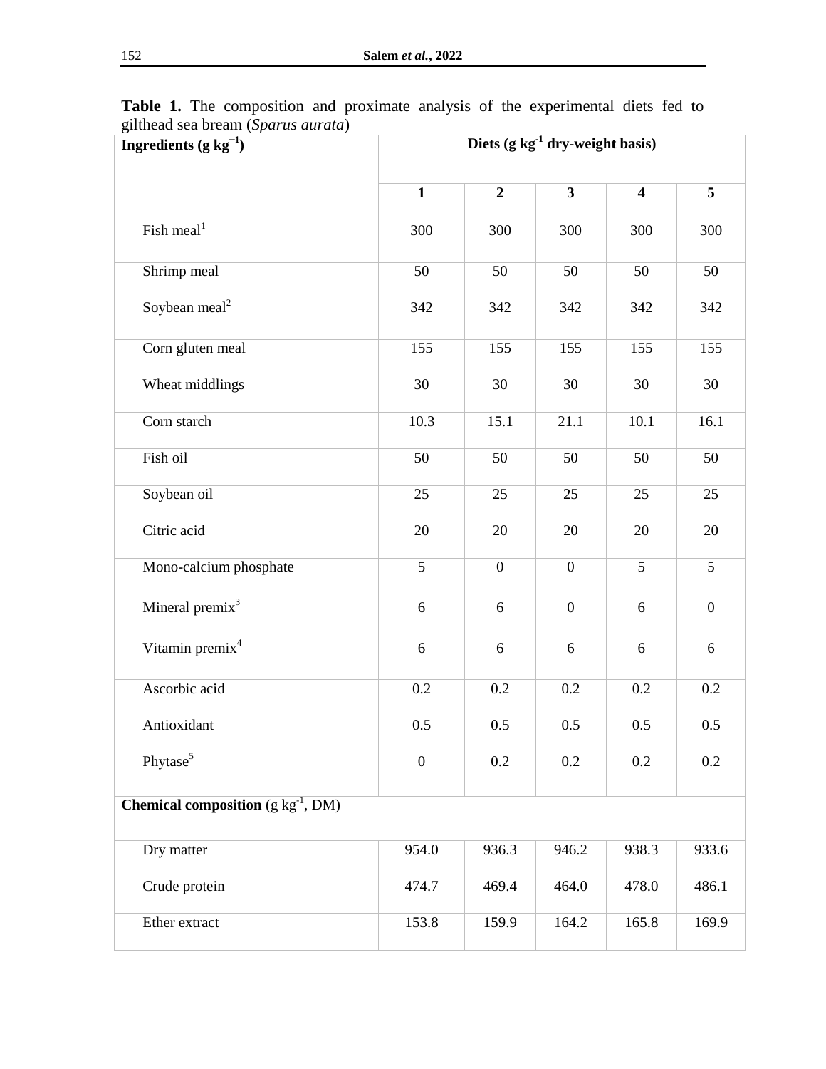**Table 1.** The composition and proximate analysis of the experimental diets fed to gilthead sea bream (*Sparus aurata*)

| Ingredients (g $kg^{-1}$) | Diets (g $kg^{-1}$ dry-weight basis) | | | | |
|---|---|---|---|---|---|
| | **1** | **2** | **3** | **4** | **5** |
| Fish meal[1] | 300 | 300 | 300 | 300 | 300 |
| Shrimp meal | 50 | 50 | 50 | 50 | 50 |
| Soybean meal[2] | 342 | 342 | 342 | 342 | 342 |
| Corn gluten meal | 155 | 155 | 155 | 155 | 155 |
| Wheat middlings | 30 | 30 | 30 | 30 | 30 |
| Corn starch | 10.3 | 15.1 | 21.1 | 10.1 | 16.1 |
| Fish oil | 50 | 50 | 50 | 50 | 50 |
| Soybean oil | 25 | 25 | 25 | 25 | 25 |
| Citric acid | 20 | 20 | 20 | 20 | 20 |
| Mono-calcium phosphate | 5 | 0 | 0 | 5 | 5 |
| Mineral premix[3] | 6 | 6 | 0 | 6 | 0 |
| Vitamin premix[4] | 6 | 6 | 6 | 6 | 6 |
| Ascorbic acid | 0.2 | 0.2 | 0.2 | 0.2 | 0.2 |
| Antioxidant | 0.5 | 0.5 | 0.5 | 0.5 | 0.5 |
| Phytase[5] | 0 | 0.2 | 0.2 | 0.2 | 0.2 |
| **Chemical composition** (g $kg^{-1}$, DM) | | | | | |
| Dry matter | 954.0 | 936.3 | 946.2 | 938.3 | 933.6 |
| Crude protein | 474.7 | 469.4 | 464.0 | 478.0 | 486.1 |
| Ether extract | 153.8 | 159.9 | 164.2 | 165.8 | 169.9 |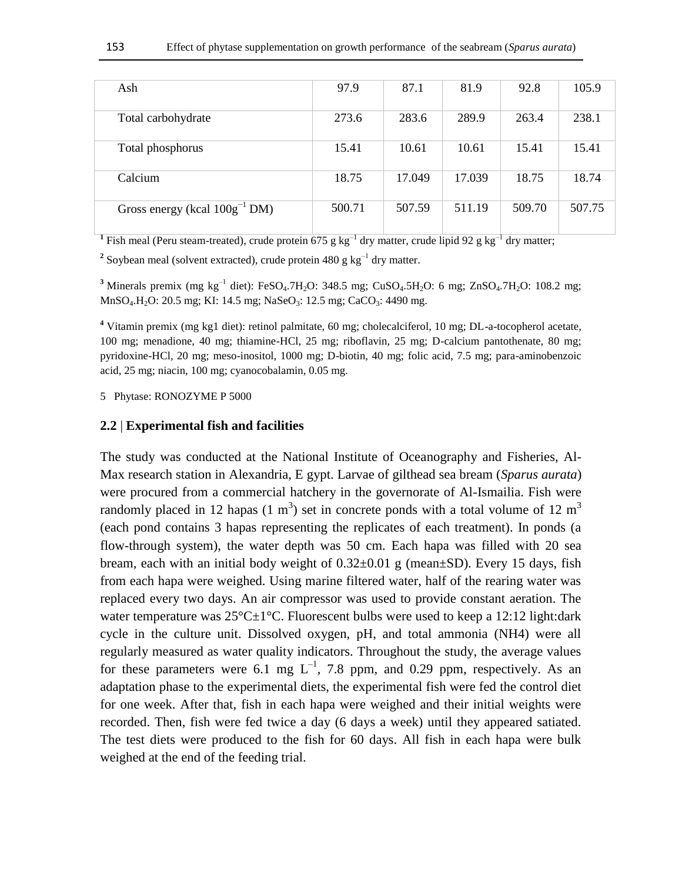| | | | | | |
|---|---|---|---|---|---|
| Ash | 97.9 | 87.1 | 81.9 | 92.8 | 105.9 |
| Total carbohydrate | 273.6 | 283.6 | 289.9 | 263.4 | 238.1 |
| Total phosphorus | 15.41 | 10.61 | 10.61 | 15.41 | 15.41 |
| Calcium | 18.75 | 17.049 | 17.039 | 18.75 | 18.74 |
| Gross energy (kcal $100g^{-1}$ DM) | 500.71 | 507.59 | 511.19 | 509.70 | 507.75 |

[1] Fish meal (Peru steam-treated), crude protein 675 g $kg^{-1}$ dry matter, crude lipid 92 g $kg^{-1}$ dry matter;

[2] Soybean meal (solvent extracted), crude protein 480 g $kg^{-1}$ dry matter.

[3] Minerals premix (mg $kg^{-1}$ diet): $FeSO_4.7H_2O$: 348.5 mg; $CuSO_4.5H_2O$: 6 mg; $ZnSO_4.7H_2O$: 108.2 mg; $MnSO_4.H_2O$: 20.5 mg; KI: 14.5 mg; $NaSeO_3$: 12.5 mg; $CaCO_3$: 4490 mg.

[4] Vitamin premix (mg kg1 diet): retinol palmitate, 60 mg; cholecalciferol, 10 mg; DL-a-tocopherol acetate, 100 mg; menadione, 40 mg; thiamine-HCl, 25 mg; riboflavin, 25 mg; D-calcium pantothenate, 80 mg; pyridoxine-HCl, 20 mg; meso-inositol, 1000 mg; D-biotin, 40 mg; folic acid, 7.5 mg; para-aminobenzoic acid, 25 mg; niacin, 100 mg; cyanocobalamin, 0.05 mg.

5 Phytase: RONOZYME P 5000

## 2.2 | Experimental fish and facilities

The study was conducted at the National Institute of Oceanography and Fisheries, Al-Max research station in Alexandria, E gypt. Larvae of gilthead sea bream (*Sparus aurata*) were procured from a commercial hatchery in the governorate of Al-Ismailia. Fish were randomly placed in 12 hapas (1 $m^3$) set in concrete ponds with a total volume of 12 $m^3$ (each pond contains 3 hapas representing the replicates of each treatment). In ponds (a flow-through system), the water depth was 50 cm. Each hapa was filled with 20 sea bream, each with an initial body weight of 0.32±0.01 g (mean±SD). Every 15 days, fish from each hapa were weighed. Using marine filtered water, half of the rearing water was replaced every two days. An air compressor was used to provide constant aeration. The water temperature was 25°C±1°C. Fluorescent bulbs were used to keep a 12:12 light:dark cycle in the culture unit. Dissolved oxygen, pH, and total ammonia (NH4) were all regularly measured as water quality indicators. Throughout the study, the average values for these parameters were 6.1 mg $L^{-1}$, 7.8 ppm, and 0.29 ppm, respectively. As an adaptation phase to the experimental diets, the experimental fish were fed the control diet for one week. After that, fish in each hapa were weighed and their initial weights were recorded. Then, fish were fed twice a day (6 days a week) until they appeared satiated. The test diets were produced to the fish for 60 days. All fish in each hapa were bulk weighed at the end of the feeding trial.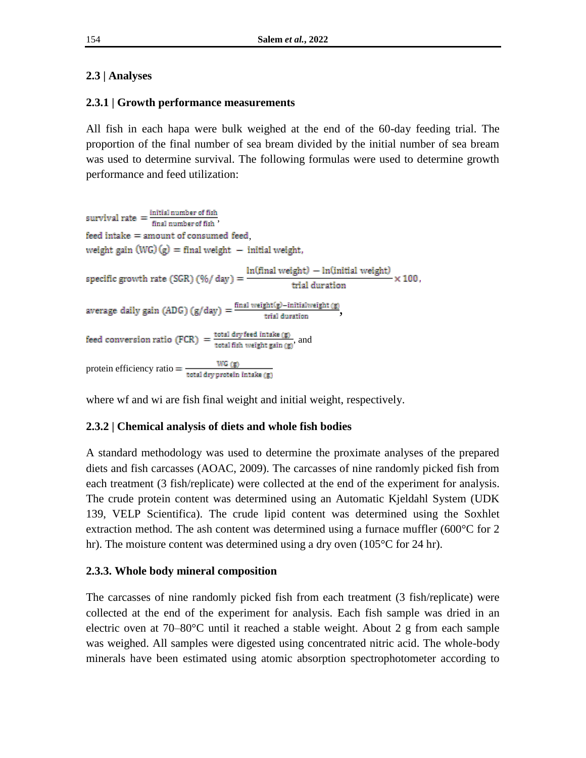## 2.3 | Analyses

### 2.3.1 | Growth performance measurements

All fish in each hapa were bulk weighed at the end of the 60-day feeding trial. The proportion of the final number of sea bream divided by the initial number of sea bream was used to determine survival. The following formulas were used to determine growth performance and feed utilization:

$$\text{survival rate} = \frac{\text{initial number of fish}}{\text{final number of fish}},$$

$$\text{feed intake} = \text{amount of consumed feed},$$

$$\text{weight gain (WG) (g)} = \text{final weight} - \text{initial weight},$$

$$\text{specific growth rate (SGR) (\%/ day)} = \frac{\ln(\text{final weight}) - \ln(\text{initial weight})}{\text{trial duration}} \times 100,$$

$$\text{average daily gain (ADG) (g/day)} = \frac{\text{final weight(g)} - \text{initialweight (g)}}{\text{trial duration}},$$

$$\text{feed conversion ratio (FCR)} = \frac{\text{total dry feed intake (g)}}{\text{total fish weight gain (g)}}, \text{ and}$$

$$\text{protein efficiency ratio} = \frac{\text{WG (g)}}{\text{total dry protein intake (g)}}$$

where wf and wi are fish final weight and initial weight, respectively.

### 2.3.2 | Chemical analysis of diets and whole fish bodies

A standard methodology was used to determine the proximate analyses of the prepared diets and fish carcasses (AOAC, 2009). The carcasses of nine randomly picked fish from each treatment (3 fish/replicate) were collected at the end of the experiment for analysis. The crude protein content was determined using an Automatic Kjeldahl System (UDK 139, VELP Scientifica). The crude lipid content was determined using the Soxhlet extraction method. The ash content was determined using a furnace muffler (600°C for 2 hr). The moisture content was determined using a dry oven (105°C for 24 hr).

### 2.3.3. Whole body mineral composition

The carcasses of nine randomly picked fish from each treatment (3 fish/replicate) were collected at the end of the experiment for analysis. Each fish sample was dried in an electric oven at 70–80°C until it reached a stable weight. About 2 g from each sample was weighed. All samples were digested using concentrated nitric acid. The whole-body minerals have been estimated using atomic absorption spectrophotometer according to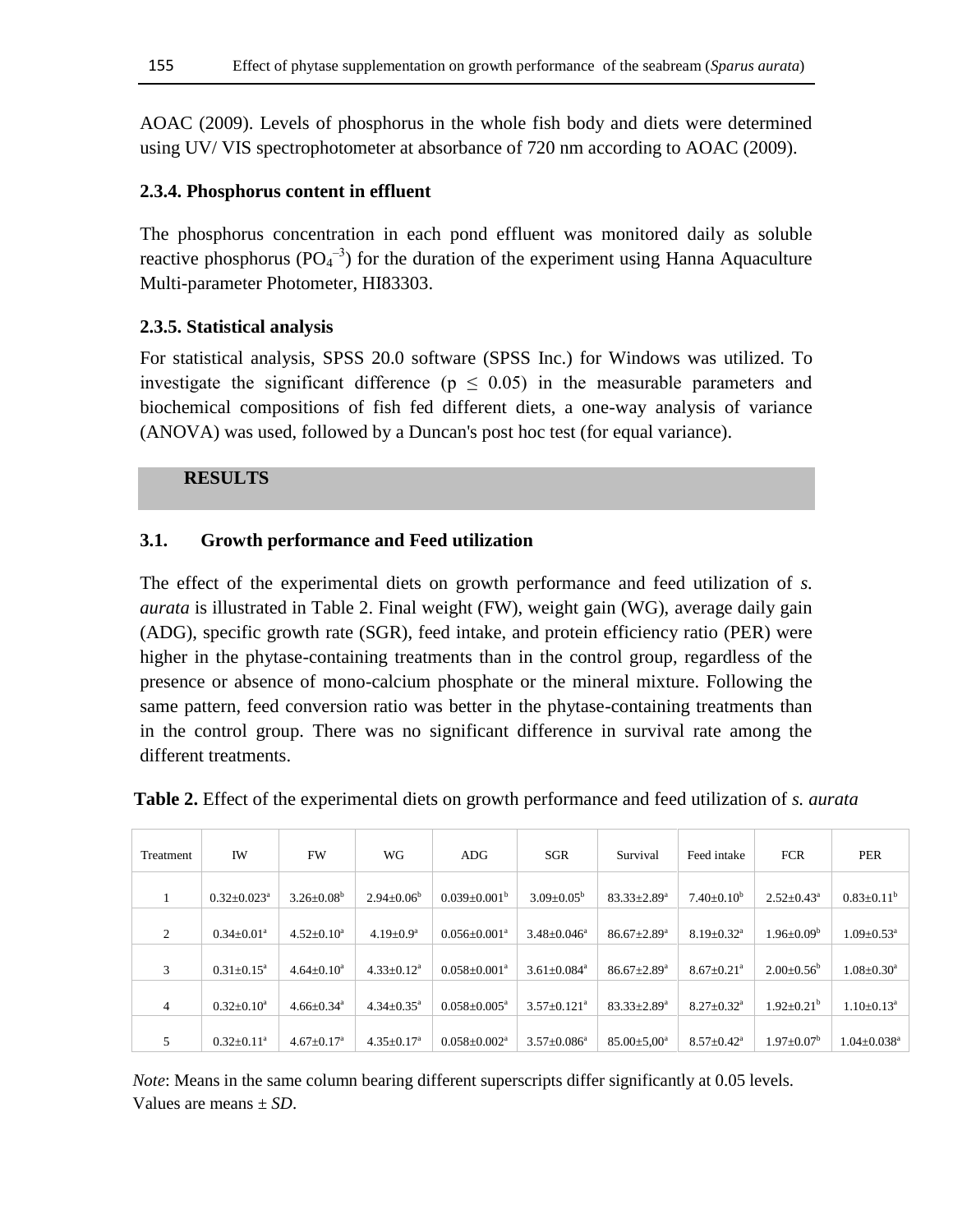AOAC (2009). Levels of phosphorus in the whole fish body and diets were determined using UV/ VIS spectrophotometer at absorbance of 720 nm according to AOAC (2009).

### 2.3.4. Phosphorus content in effluent

The phosphorus concentration in each pond effluent was monitored daily as soluble reactive phosphorus ($PO_4^{-3}$) for the duration of the experiment using Hanna Aquaculture Multi-parameter Photometer, HI83303.

### 2.3.5. Statistical analysis

For statistical analysis, SPSS 20.0 software (SPSS Inc.) for Windows was utilized. To investigate the significant difference ($p \leq 0.05$) in the measurable parameters and biochemical compositions of fish fed different diets, a one-way analysis of variance (ANOVA) was used, followed by a Duncan's post hoc test (for equal variance).

## RESULTS

### 3.1. Growth performance and Feed utilization

The effect of the experimental diets on growth performance and feed utilization of *s. aurata* is illustrated in Table 2. Final weight (FW), weight gain (WG), average daily gain (ADG), specific growth rate (SGR), feed intake, and protein efficiency ratio (PER) were higher in the phytase-containing treatments than in the control group, regardless of the presence or absence of mono-calcium phosphate or the mineral mixture. Following the same pattern, feed conversion ratio was better in the phytase-containing treatments than in the control group. There was no significant difference in survival rate among the different treatments.

**Table 2.** Effect of the experimental diets on growth performance and feed utilization of *s. aurata*

| Treatment | IW | FW | WG | ADG | SGR | Survival | Feed intake | FCR | PER |
|---|---|---|---|---|---|---|---|---|---|
| 1 | 0.32±0.023[a] | 3.26±0.08[b] | 2.94±0.06[b] | 0.039±0.001[b] | 3.09±0.05[b] | 83.33±2.89[a] | 7.40±0.10[b] | 2.52±0.43[a] | 0.83±0.11[b] |
| 2 | 0.34±0.01[a] | 4.52±0.10[a] | 4.19±0.9[a] | 0.056±0.001[a] | 3.48±0.046[a] | 86.67±2.89[a] | 8.19±0.32[a] | 1.96±0.09[b] | 1.09±0.53[a] |
| 3 | 0.31±0.15[a] | 4.64±0.10[a] | 4.33±0.12[a] | 0.058±0.001[a] | 3.61±0.084[a] | 86.67±2.89[a] | 8.67±0.21[a] | 2.00±0.56[b] | 1.08±0.30[a] |
| 4 | 0.32±0.10[a] | 4.66±0.34[a] | 4.34±0.35[a] | 0.058±0.005[a] | 3.57±0.121[a] | 83.33±2.89[a] | 8.27±0.32[a] | 1.92±0.21[b] | 1.10±0.13[a] |
| 5 | 0.32±0.11[a] | 4.67±0.17[a] | 4.35±0.17[a] | 0.058±0.002[a] | 3.57±0.086[a] | 85.00±5,00[a] | 8.57±0.42[a] | 1.97±0.07[b] | 1.04±0.038[a] |

*Note*: Means in the same column bearing different superscripts differ significantly at 0.05 levels. Values are means ± *SD*.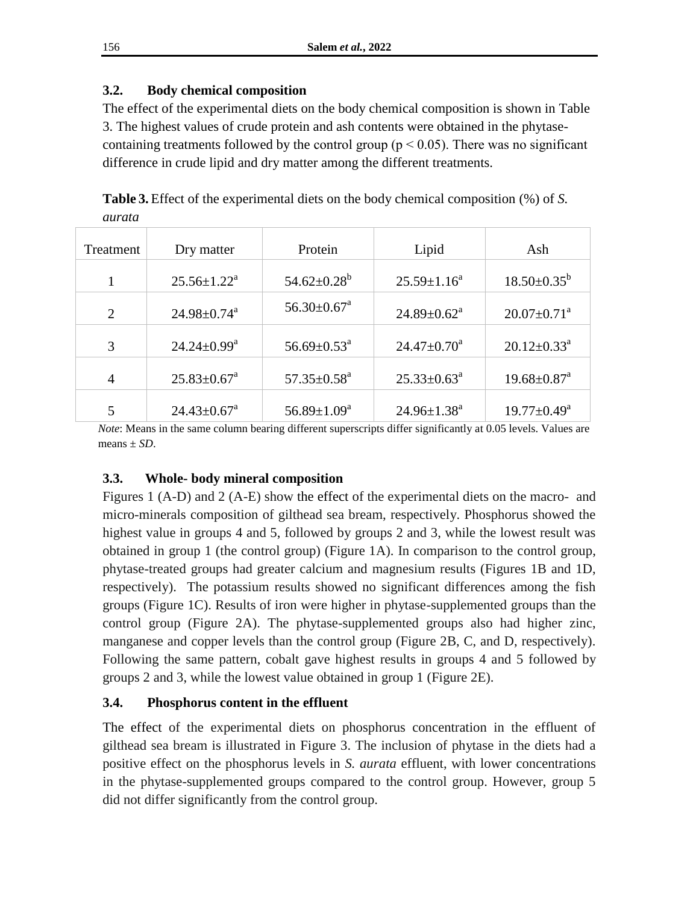### 3.2. Body chemical composition

The effect of the experimental diets on the body chemical composition is shown in Table 3. The highest values of crude protein and ash contents were obtained in the phytase-containing treatments followed by the control group ($p < 0.05$). There was no significant difference in crude lipid and dry matter among the different treatments.

**Table 3.** Effect of the experimental diets on the body chemical composition (%) of *S. aurata*

| Treatment | Dry matter | Protein | Lipid | Ash |
|---|---|---|---|---|
| 1 | $25.56 \pm 1.22^{a}$ | $54.62 \pm 0.28^{b}$ | $25.59 \pm 1.16^{a}$ | $18.50 \pm 0.35^{b}$ |
| 2 | $24.98 \pm 0.74^{a}$ | $56.30 \pm 0.67^{a}$ | $24.89 \pm 0.62^{a}$ | $20.07 \pm 0.71^{a}$ |
| 3 | $24.24 \pm 0.99^{a}$ | $56.69 \pm 0.53^{a}$ | $24.47 \pm 0.70^{a}$ | $20.12 \pm 0.33^{a}$ |
| 4 | $25.83 \pm 0.67^{a}$ | $57.35 \pm 0.58^{a}$ | $25.33 \pm 0.63^{a}$ | $19.68 \pm 0.87^{a}$ |
| 5 | $24.43 \pm 0.67^{a}$ | $56.89 \pm 1.09^{a}$ | $24.96 \pm 1.38^{a}$ | $19.77 \pm 0.49^{a}$ |

*Note*: Means in the same column bearing different superscripts differ significantly at 0.05 levels. Values are means ± *SD*.

### 3.3. Whole- body mineral composition

Figures 1 (A-D) and 2 (A-E) show the effect of the experimental diets on the macro- and micro-minerals composition of gilthead sea bream, respectively. Phosphorus showed the highest value in groups 4 and 5, followed by groups 2 and 3, while the lowest result was obtained in group 1 (the control group) (Figure 1A). In comparison to the control group, phytase-treated groups had greater calcium and magnesium results (Figures 1B and 1D, respectively). The potassium results showed no significant differences among the fish groups (Figure 1C). Results of iron were higher in phytase-supplemented groups than the control group (Figure 2A). The phytase-supplemented groups also had higher zinc, manganese and copper levels than the control group (Figure 2B, C, and D, respectively). Following the same pattern, cobalt gave highest results in groups 4 and 5 followed by groups 2 and 3, while the lowest value obtained in group 1 (Figure 2E).

### 3.4. Phosphorus content in the effluent

The effect of the experimental diets on phosphorus concentration in the effluent of gilthead sea bream is illustrated in Figure 3. The inclusion of phytase in the diets had a positive effect on the phosphorus levels in *S. aurata* effluent, with lower concentrations in the phytase-supplemented groups compared to the control group. However, group 5 did not differ significantly from the control group.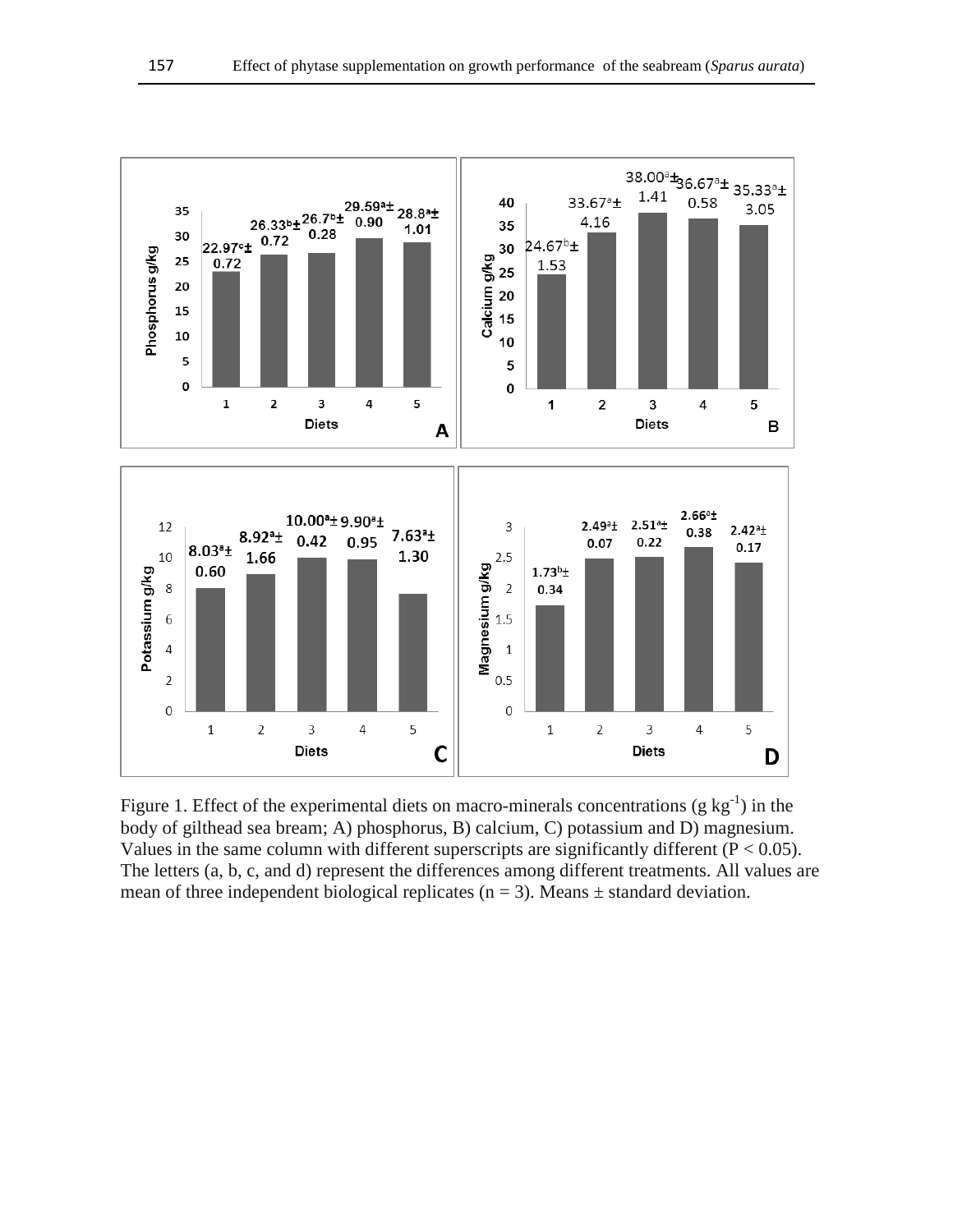Figure 1. Effect of the experimental diets on macro-minerals concentrations (g $kg^{-1}$) in the body of gilthead sea bream; A) phosphorus, B) calcium, C) potassium and D) magnesium. Values in the same column with different superscripts are significantly different ($P < 0.05$). The letters (a, b, c, and d) represent the differences among different treatments. All values are mean of three independent biological replicates ($n = 3$). Means ± standard deviation.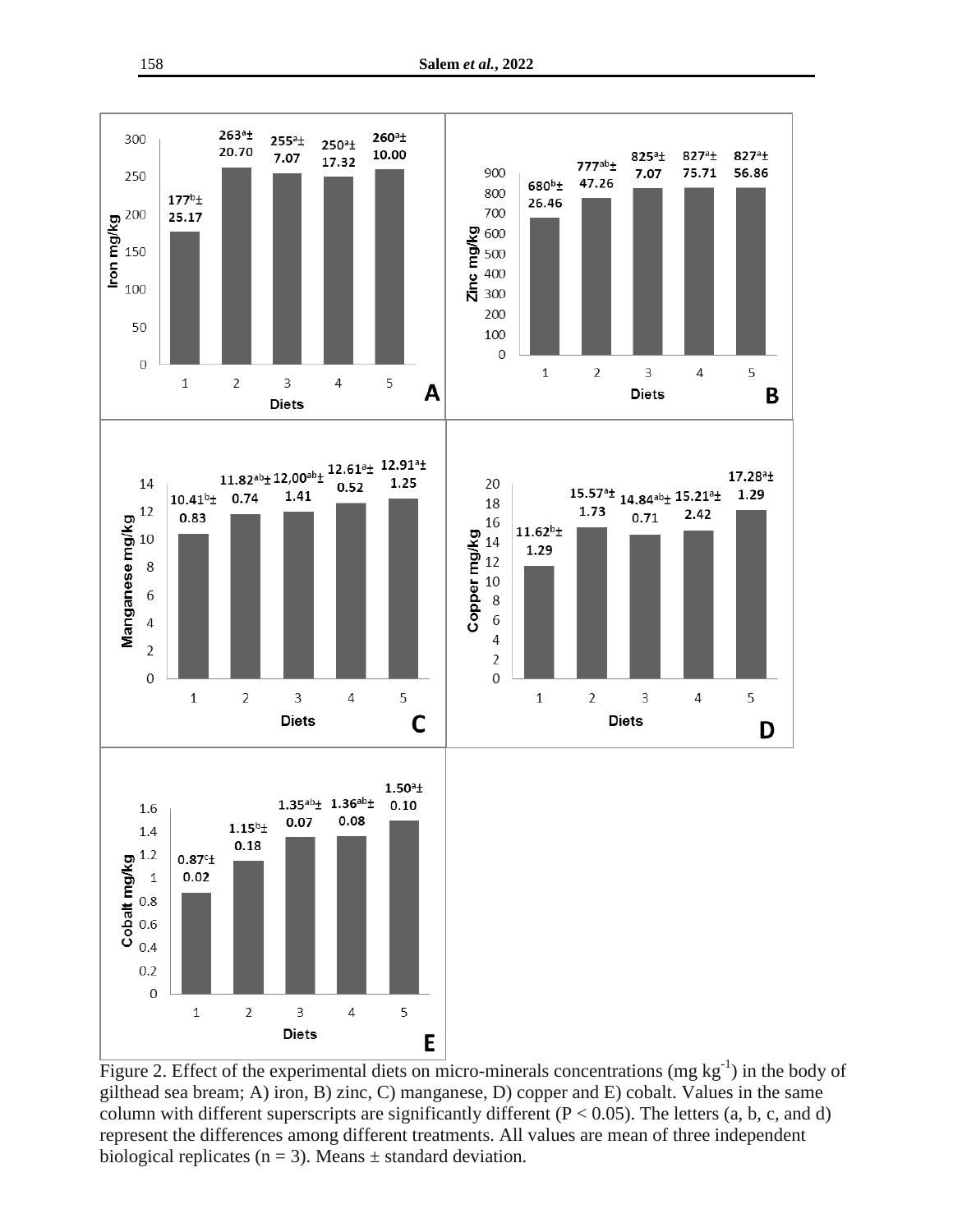Figure 2. Effect of the experimental diets on micro-minerals concentrations (mg $kg^{-1}$) in the body of gilthead sea bream; A) iron, B) zinc, C) manganese, D) copper and E) cobalt. Values in the same column with different superscripts are significantly different ($P < 0.05$). The letters (a, b, c, and d) represent the differences among different treatments. All values are mean of three independent biological replicates ($n = 3$). Means ± standard deviation.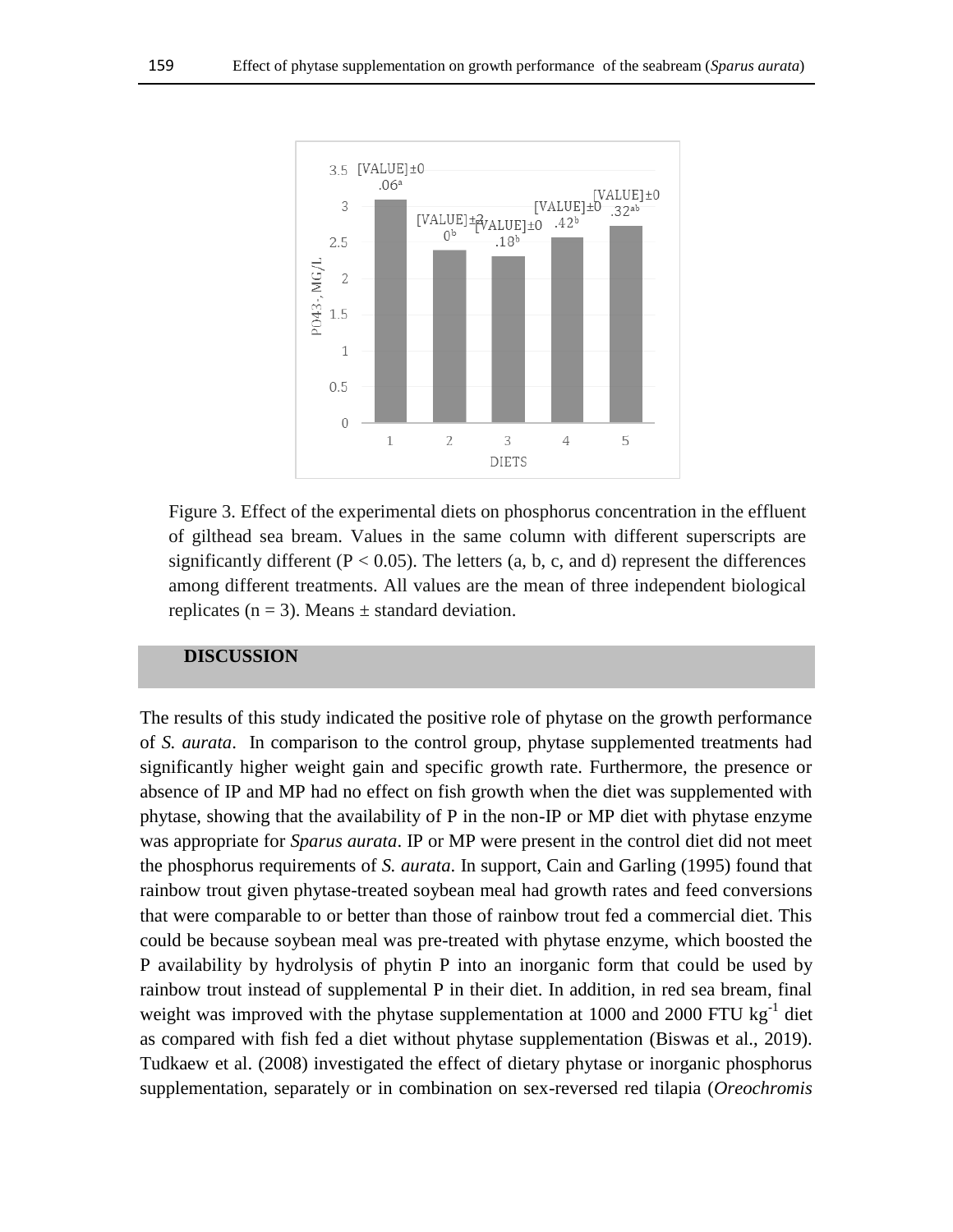Figure 3. Effect of the experimental diets on phosphorus concentration in the effluent of gilthead sea bream. Values in the same column with different superscripts are significantly different ($P < 0.05$). The letters (a, b, c, and d) represent the differences among different treatments. All values are the mean of three independent biological replicates ($n = 3$). Means ± standard deviation.

## DISCUSSION

The results of this study indicated the positive role of phytase on the growth performance of *S. aurata*. In comparison to the control group, phytase supplemented treatments had significantly higher weight gain and specific growth rate. Furthermore, the presence or absence of IP and MP had no effect on fish growth when the diet was supplemented with phytase, showing that the availability of P in the non-IP or MP diet with phytase enzyme was appropriate for *Sparus aurata*. IP or MP were present in the control diet did not meet the phosphorus requirements of *S. aurata*. In support, Cain and Garling (1995) found that rainbow trout given phytase-treated soybean meal had growth rates and feed conversions that were comparable to or better than those of rainbow trout fed a commercial diet. This could be because soybean meal was pre-treated with phytase enzyme, which boosted the P availability by hydrolysis of phytin P into an inorganic form that could be used by rainbow trout instead of supplemental P in their diet. In addition, in red sea bream, final weight was improved with the phytase supplementation at 1000 and 2000 FTU $kg^{-1}$ diet as compared with fish fed a diet without phytase supplementation (Biswas et al., 2019). Tudkaew et al. (2008) investigated the effect of dietary phytase or inorganic phosphorus supplementation, separately or in combination on sex-reversed red tilapia (*Oreochromis*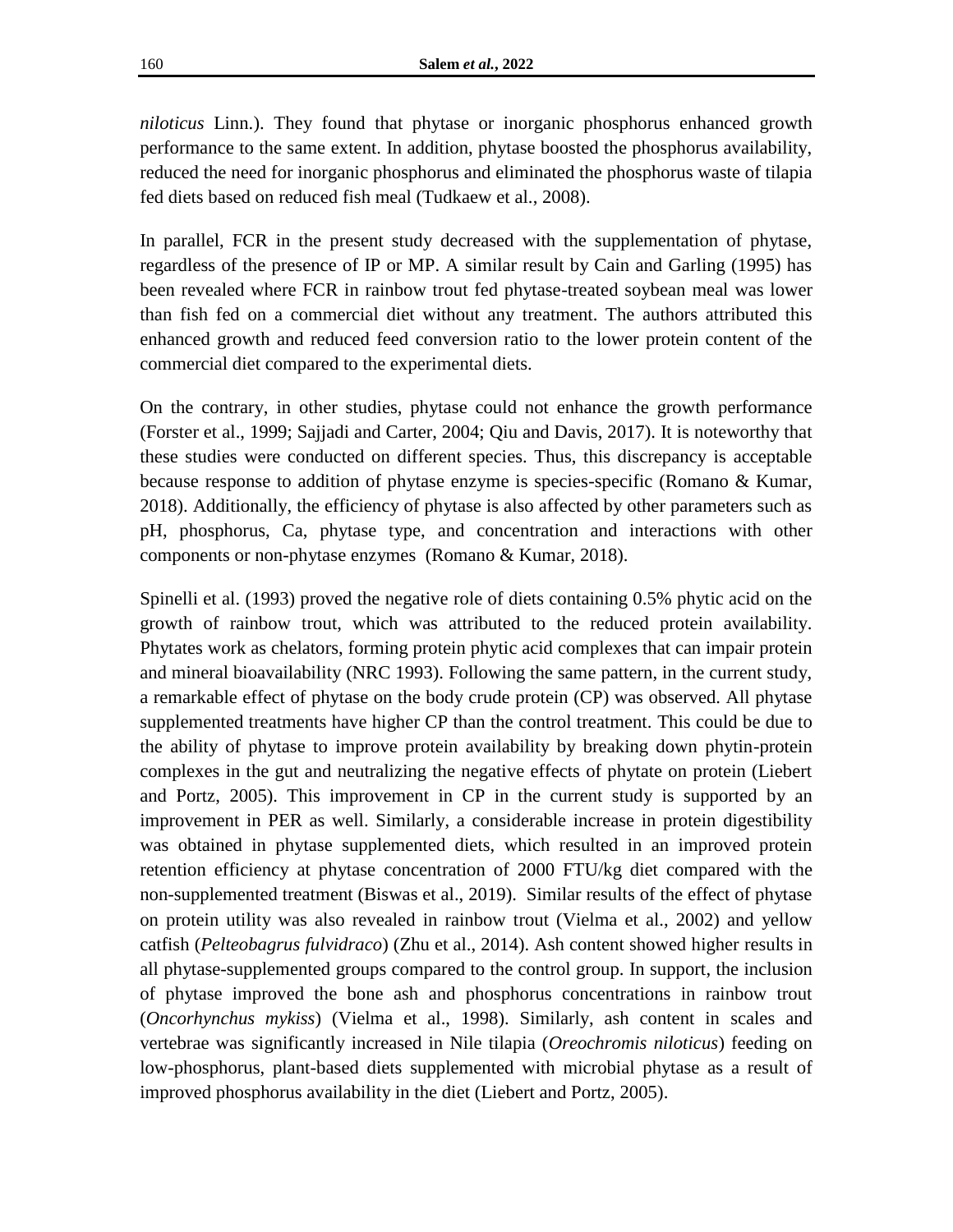*niloticus* Linn.). They found that phytase or inorganic phosphorus enhanced growth performance to the same extent. In addition, phytase boosted the phosphorus availability, reduced the need for inorganic phosphorus and eliminated the phosphorus waste of tilapia fed diets based on reduced fish meal (Tudkaew et al., 2008).

In parallel, FCR in the present study decreased with the supplementation of phytase, regardless of the presence of IP or MP. A similar result by Cain and Garling (1995) has been revealed where FCR in rainbow trout fed phytase-treated soybean meal was lower than fish fed on a commercial diet without any treatment. The authors attributed this enhanced growth and reduced feed conversion ratio to the lower protein content of the commercial diet compared to the experimental diets.

On the contrary, in other studies, phytase could not enhance the growth performance (Forster et al., 1999; Sajjadi and Carter, 2004; Qiu and Davis, 2017). It is noteworthy that these studies were conducted on different species. Thus, this discrepancy is acceptable because response to addition of phytase enzyme is species-specific (Romano & Kumar, 2018). Additionally, the efficiency of phytase is also affected by other parameters such as pH, phosphorus, Ca, phytase type, and concentration and interactions with other components or non-phytase enzymes (Romano & Kumar, 2018).

Spinelli et al. (1993) proved the negative role of diets containing 0.5% phytic acid on the growth of rainbow trout, which was attributed to the reduced protein availability. Phytates work as chelators, forming protein phytic acid complexes that can impair protein and mineral bioavailability (NRC 1993). Following the same pattern, in the current study, a remarkable effect of phytase on the body crude protein (CP) was observed. All phytase supplemented treatments have higher CP than the control treatment. This could be due to the ability of phytase to improve protein availability by breaking down phytin-protein complexes in the gut and neutralizing the negative effects of phytate on protein (Liebert and Portz, 2005). This improvement in CP in the current study is supported by an improvement in PER as well. Similarly, a considerable increase in protein digestibility was obtained in phytase supplemented diets, which resulted in an improved protein retention efficiency at phytase concentration of 2000 FTU/kg diet compared with the non-supplemented treatment (Biswas et al., 2019). Similar results of the effect of phytase on protein utility was also revealed in rainbow trout (Vielma et al., 2002) and yellow catfish (*Pelteobagrus fulvidraco*) (Zhu et al., 2014). Ash content showed higher results in all phytase-supplemented groups compared to the control group. In support, the inclusion of phytase improved the bone ash and phosphorus concentrations in rainbow trout (*Oncorhynchus mykiss*) (Vielma et al., 1998). Similarly, ash content in scales and vertebrae was significantly increased in Nile tilapia (*Oreochromis niloticus*) feeding on low-phosphorus, plant-based diets supplemented with microbial phytase as a result of improved phosphorus availability in the diet (Liebert and Portz, 2005).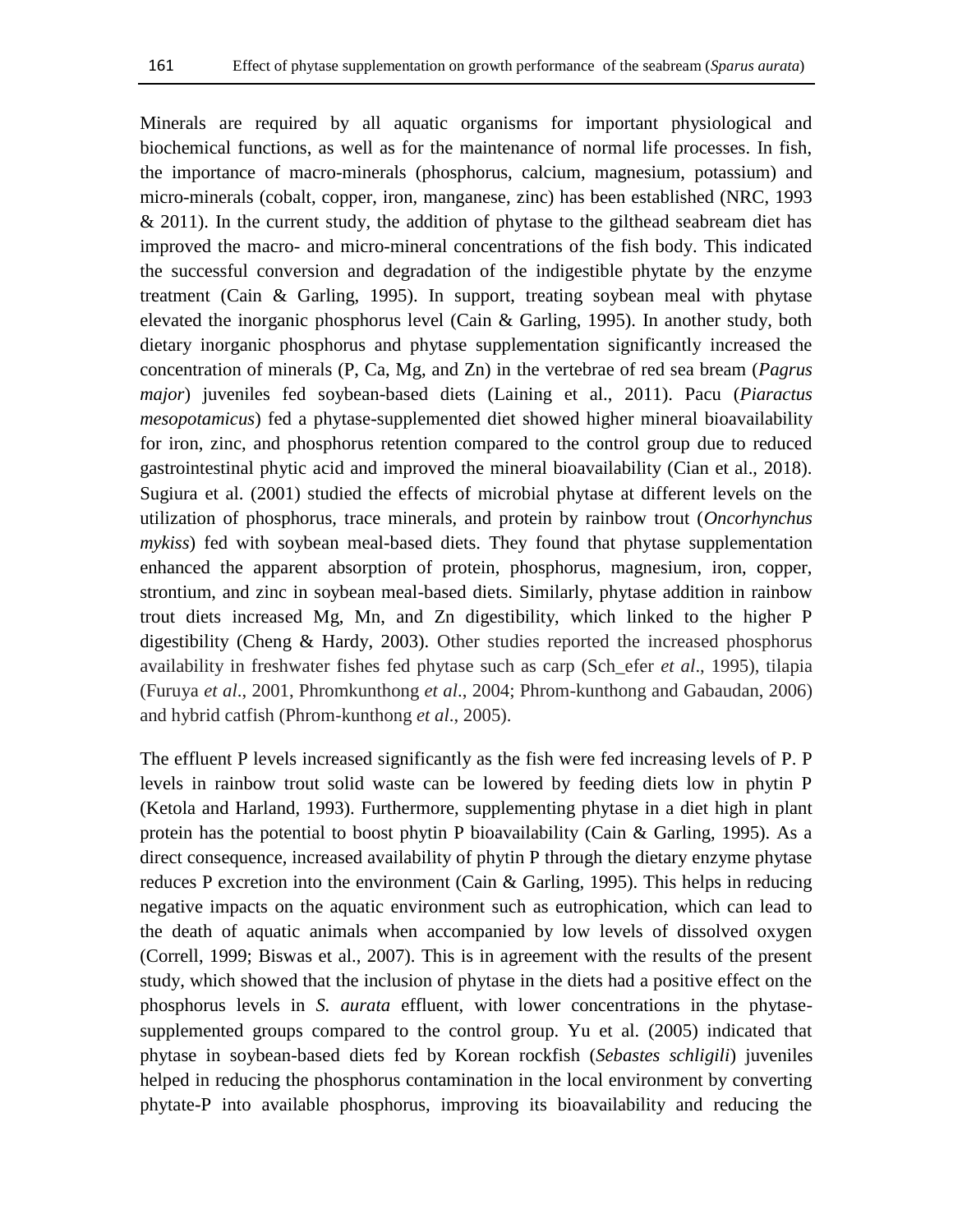Minerals are required by all aquatic organisms for important physiological and biochemical functions, as well as for the maintenance of normal life processes. In fish, the importance of macro-minerals (phosphorus, calcium, magnesium, potassium) and micro-minerals (cobalt, copper, iron, manganese, zinc) has been established (NRC, 1993 & 2011). In the current study, the addition of phytase to the gilthead seabream diet has improved the macro- and micro-mineral concentrations of the fish body. This indicated the successful conversion and degradation of the indigestible phytate by the enzyme treatment (Cain & Garling, 1995). In support, treating soybean meal with phytase elevated the inorganic phosphorus level (Cain & Garling, 1995). In another study, both dietary inorganic phosphorus and phytase supplementation significantly increased the concentration of minerals (P, Ca, Mg, and Zn) in the vertebrae of red sea bream (*Pagrus major*) juveniles fed soybean-based diets (Laining et al., 2011). Pacu (*Piaractus mesopotamicus*) fed a phytase-supplemented diet showed higher mineral bioavailability for iron, zinc, and phosphorus retention compared to the control group due to reduced gastrointestinal phytic acid and improved the mineral bioavailability (Cian et al., 2018). Sugiura et al. (2001) studied the effects of microbial phytase at different levels on the utilization of phosphorus, trace minerals, and protein by rainbow trout (*Oncorhynchus mykiss*) fed with soybean meal-based diets. They found that phytase supplementation enhanced the apparent absorption of protein, phosphorus, magnesium, iron, copper, strontium, and zinc in soybean meal-based diets. Similarly, phytase addition in rainbow trout diets increased Mg, Mn, and Zn digestibility, which linked to the higher P digestibility (Cheng & Hardy, 2003). Other studies reported the increased phosphorus availability in freshwater fishes fed phytase such as carp (Sch_efer *et al*., 1995), tilapia (Furuya *et al*., 2001, Phromkunthong *et al*., 2004; Phrom-kunthong and Gabaudan, 2006) and hybrid catfish (Phrom-kunthong *et al*., 2005).

The effluent P levels increased significantly as the fish were fed increasing levels of P. P levels in rainbow trout solid waste can be lowered by feeding diets low in phytin P (Ketola and Harland, 1993). Furthermore, supplementing phytase in a diet high in plant protein has the potential to boost phytin P bioavailability (Cain & Garling, 1995). As a direct consequence, increased availability of phytin P through the dietary enzyme phytase reduces P excretion into the environment (Cain & Garling, 1995). This helps in reducing negative impacts on the aquatic environment such as eutrophication, which can lead to the death of aquatic animals when accompanied by low levels of dissolved oxygen (Correll, 1999; Biswas et al., 2007). This is in agreement with the results of the present study, which showed that the inclusion of phytase in the diets had a positive effect on the phosphorus levels in *S. aurata* effluent, with lower concentrations in the phytase-supplemented groups compared to the control group. Yu et al. (2005) indicated that phytase in soybean-based diets fed by Korean rockfish (*Sebastes schligili*) juveniles helped in reducing the phosphorus contamination in the local environment by converting phytate-P into available phosphorus, improving its bioavailability and reducing the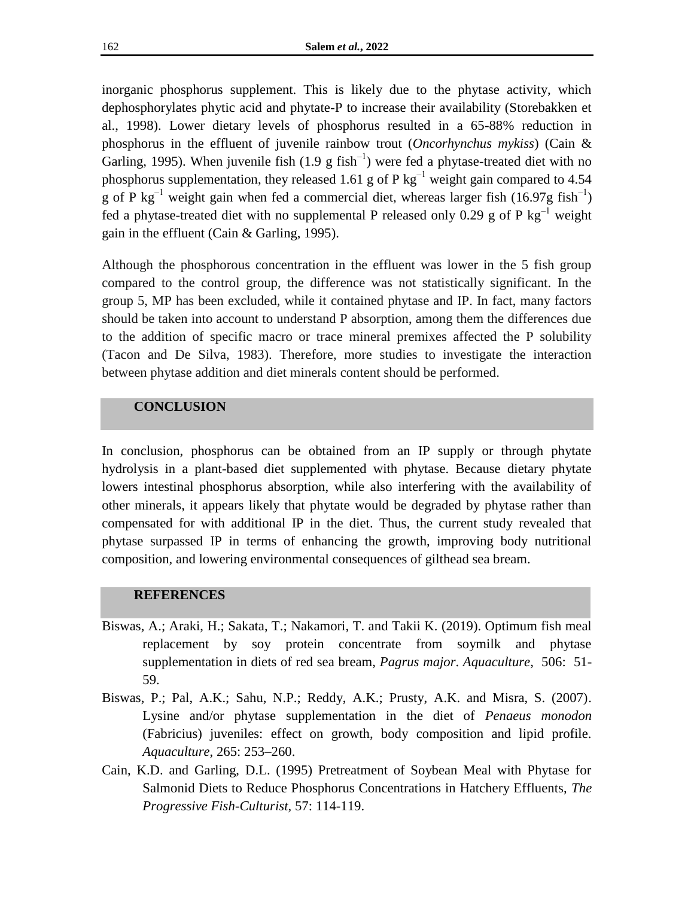inorganic phosphorus supplement. This is likely due to the phytase activity, which dephosphorylates phytic acid and phytate-P to increase their availability (Storebakken et al., 1998). Lower dietary levels of phosphorus resulted in a 65-88% reduction in phosphorus in the effluent of juvenile rainbow trout (*Oncorhynchus mykiss*) (Cain & Garling, 1995). When juvenile fish (1.9 g fish$^{-1}$) were fed a phytase-treated diet with no phosphorus supplementation, they released 1.61 g of P kg$^{-1}$ weight gain compared to 4.54 g of P kg$^{-1}$ weight gain when fed a commercial diet, whereas larger fish (16.97g fish$^{-1}$) fed a phytase-treated diet with no supplemental P released only 0.29 g of P kg$^{-1}$ weight gain in the effluent (Cain & Garling, 1995).

Although the phosphorous concentration in the effluent was lower in the 5 fish group compared to the control group, the difference was not statistically significant. In the group 5, MP has been excluded, while it contained phytase and IP. In fact, many factors should be taken into account to understand P absorption, among them the differences due to the addition of specific macro or trace mineral premixes affected the P solubility (Tacon and De Silva, 1983). Therefore, more studies to investigate the interaction between phytase addition and diet minerals content should be performed.

## CONCLUSION

In conclusion, phosphorus can be obtained from an IP supply or through phytate hydrolysis in a plant-based diet supplemented with phytase. Because dietary phytate lowers intestinal phosphorus absorption, while also interfering with the availability of other minerals, it appears likely that phytate would be degraded by phytase rather than compensated for with additional IP in the diet. Thus, the current study revealed that phytase surpassed IP in terms of enhancing the growth, improving body nutritional composition, and lowering environmental consequences of gilthead sea bream.

## REFERENCES

Biswas, A.; Araki, H.; Sakata, T.; Nakamori, T. and Takii K. (2019). Optimum fish meal replacement by soy protein concentrate from soymilk and phytase supplementation in diets of red sea bream, *Pagrus major*. *Aquaculture*, 506: 51-59.

Biswas, P.; Pal, A.K.; Sahu, N.P.; Reddy, A.K.; Prusty, A.K. and Misra, S. (2007). Lysine and/or phytase supplementation in the diet of *Penaeus monodon* (Fabricius) juveniles: effect on growth, body composition and lipid profile. *Aquaculture*, 265: 253–260.

Cain, K.D. and Garling, D.L. (1995) Pretreatment of Soybean Meal with Phytase for Salmonid Diets to Reduce Phosphorus Concentrations in Hatchery Effluents, *The Progressive Fish-Culturist*, 57: 114-119.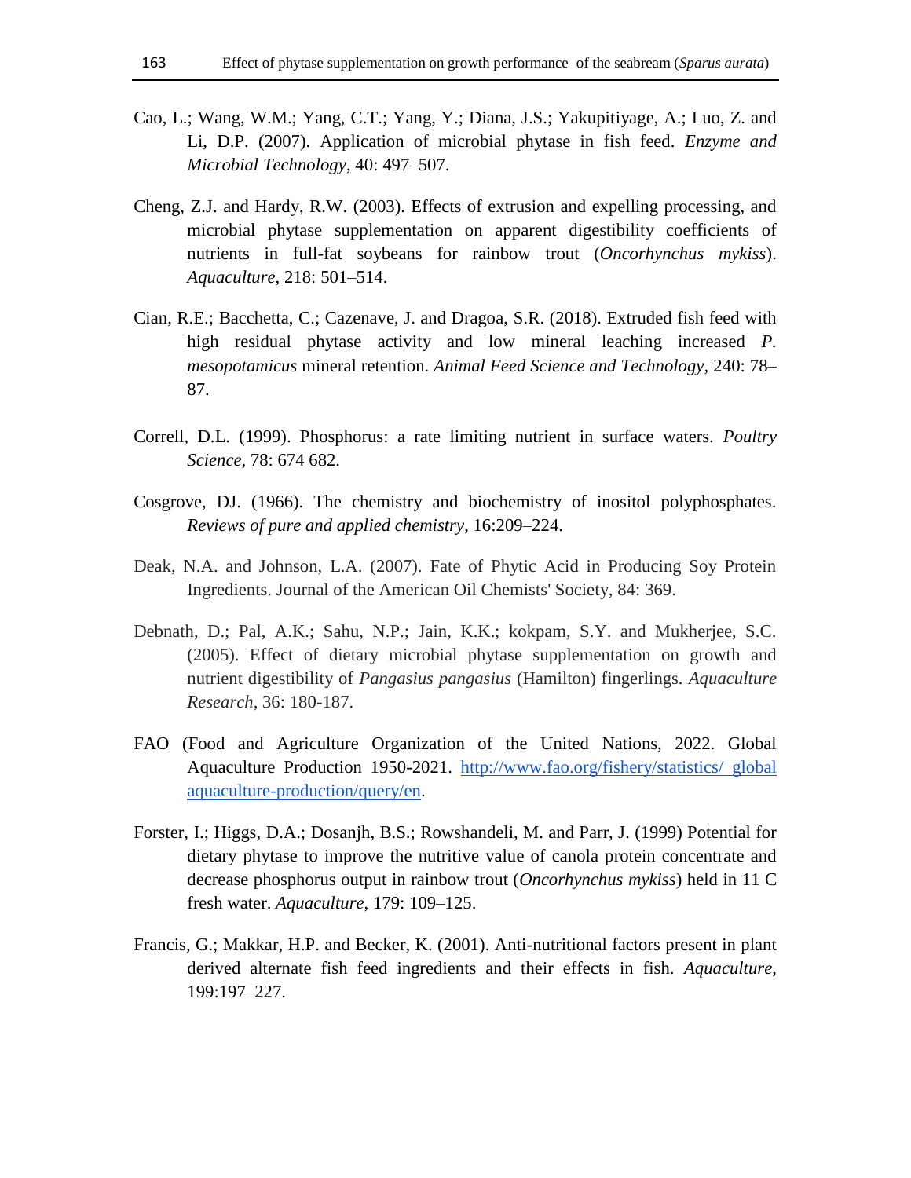Cao, L.; Wang, W.M.; Yang, C.T.; Yang, Y.; Diana, J.S.; Yakupitiyage, A.; Luo, Z. and Li, D.P. (2007). Application of microbial phytase in fish feed. *Enzyme and Microbial Technology*, 40: 497–507.

Cheng, Z.J. and Hardy, R.W. (2003). Effects of extrusion and expelling processing, and microbial phytase supplementation on apparent digestibility coefficients of nutrients in full-fat soybeans for rainbow trout (*Oncorhynchus mykiss*). *Aquaculture*, 218: 501–514.

Cian, R.E.; Bacchetta, C.; Cazenave, J. and Dragoa, S.R. (2018). Extruded fish feed with high residual phytase activity and low mineral leaching increased *P. mesopotamicus* mineral retention. *Animal Feed Science and Technology*, 240: 78–87.

Correll, D.L. (1999). Phosphorus: a rate limiting nutrient in surface waters. *Poultry Science*, 78: 674 682.

Cosgrove, DJ. (1966). The chemistry and biochemistry of inositol polyphosphates. *Reviews of pure and applied chemistry*, 16:209–224.

Deak, N.A. and Johnson, L.A. (2007). Fate of Phytic Acid in Producing Soy Protein Ingredients. Journal of the American Oil Chemists' Society, 84: 369.

Debnath, D.; Pal, A.K.; Sahu, N.P.; Jain, K.K.; kokpam, S.Y. and Mukherjee, S.C. (2005). Effect of dietary microbial phytase supplementation on growth and nutrient digestibility of *Pangasius pangasius* (Hamilton) fingerlings. *Aquaculture Research*, 36: 180-187.

FAO (Food and Agriculture Organization of the United Nations, 2022. Global Aquaculture Production 1950-2021. http://www.fao.org/fishery/statistics/ global aquaculture-production/query/en.

Forster, I.; Higgs, D.A.; Dosanjh, B.S.; Rowshandeli, M. and Parr, J. (1999) Potential for dietary phytase to improve the nutritive value of canola protein concentrate and decrease phosphorus output in rainbow trout (*Oncorhynchus mykiss*) held in 11 C fresh water. *Aquaculture*, 179: 109–125.

Francis, G.; Makkar, H.P. and Becker, K. (2001). Anti-nutritional factors present in plant derived alternate fish feed ingredients and their effects in fish. *Aquaculture*, 199:197–227.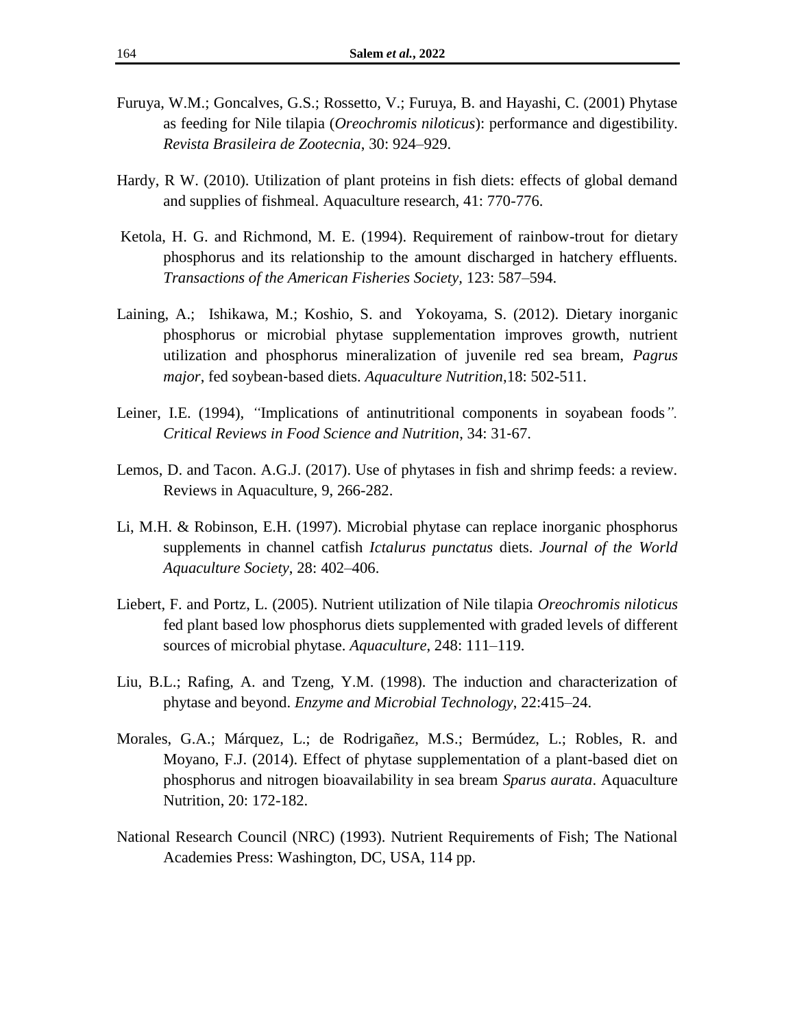Furuya, W.M.; Goncalves, G.S.; Rossetto, V.; Furuya, B. and Hayashi, C. (2001) Phytase as feeding for Nile tilapia (*Oreochromis niloticus*): performance and digestibility. *Revista Brasileira de Zootecnia*, 30: 924–929.

Hardy, R W. (2010). Utilization of plant proteins in fish diets: effects of global demand and supplies of fishmeal. Aquaculture research, 41: 770-776.

Ketola, H. G. and Richmond, M. E. (1994). Requirement of rainbow-trout for dietary phosphorus and its relationship to the amount discharged in hatchery effluents. *Transactions of the American Fisheries Society*, 123: 587–594.

Laining, A.; Ishikawa, M.; Koshio, S. and Yokoyama, S. (2012). Dietary inorganic phosphorus or microbial phytase supplementation improves growth, nutrient utilization and phosphorus mineralization of juvenile red sea bream, *Pagrus major*, fed soybean-based diets. *Aquaculture Nutrition*,18: 502-511.

Leiner, I.E. (1994), *"*Implications of antinutritional components in soyabean foods*". Critical Reviews in Food Science and Nutrition*, 34: 31-67.

Lemos, D. and Tacon. A.G.J. (2017). Use of phytases in fish and shrimp feeds: a review. Reviews in Aquaculture, 9, 266-282.

Li, M.H. & Robinson, E.H. (1997). Microbial phytase can replace inorganic phosphorus supplements in channel catfish *Ictalurus punctatus* diets. *Journal of the World Aquaculture Society*, 28: 402–406.

Liebert, F. and Portz, L. (2005). Nutrient utilization of Nile tilapia *Oreochromis niloticus* fed plant based low phosphorus diets supplemented with graded levels of different sources of microbial phytase. *Aquaculture*, 248: 111–119.

Liu, B.L.; Rafing, A. and Tzeng, Y.M. (1998). The induction and characterization of phytase and beyond. *Enzyme and Microbial Technology*, 22:415–24.

Morales, G.A.; Márquez, L.; de Rodrigañez, M.S.; Bermúdez, L.; Robles, R. and Moyano, F.J. (2014). Effect of phytase supplementation of a plant-based diet on phosphorus and nitrogen bioavailability in sea bream *Sparus aurata*. Aquaculture Nutrition, 20: 172-182.

National Research Council (NRC) (1993). Nutrient Requirements of Fish; The National Academies Press: Washington, DC, USA, 114 pp.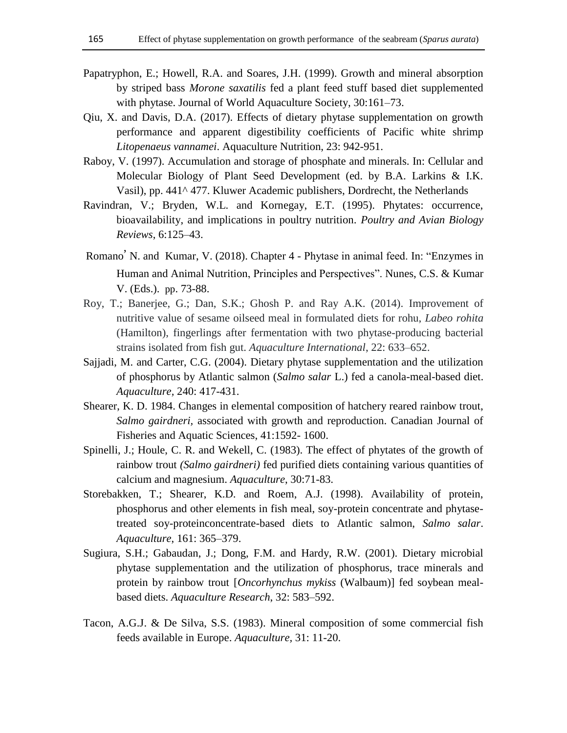Papatryphon, E.; Howell, R.A. and Soares, J.H. (1999). Growth and mineral absorption by striped bass *Morone saxatilis* fed a plant feed stuff based diet supplemented with phytase. Journal of World Aquaculture Society, 30:161–73.

Qiu, X. and Davis, D.A. (2017). Effects of dietary phytase supplementation on growth performance and apparent digestibility coefficients of Pacific white shrimp *Litopenaeus vannamei*. Aquaculture Nutrition, 23: 942-951.

Raboy, V. (1997). Accumulation and storage of phosphate and minerals. In: Cellular and Molecular Biology of Plant Seed Development (ed. by B.A. Larkins & I.K. Vasil), pp. 441^ 477. Kluwer Academic publishers, Dordrecht, the Netherlands

Ravindran, V.; Bryden, W.L. and Kornegay, E.T. (1995). Phytates: occurrence, bioavailability, and implications in poultry nutrition. *Poultry and Avian Biology Reviews*, 6:125–43.

Romano' N. and Kumar, V. (2018). Chapter 4 - Phytase in animal feed. In: "Enzymes in Human and Animal Nutrition, Principles and Perspectives". Nunes, C.S. & Kumar V. (Eds.). pp. 73-88.

Roy, T.; Banerjee, G.; Dan, S.K.; Ghosh P. and Ray A.K. (2014). Improvement of nutritive value of sesame oilseed meal in formulated diets for rohu, *Labeo rohita* (Hamilton), fingerlings after fermentation with two phytase-producing bacterial strains isolated from fish gut. *Aquaculture International*, 22: 633–652.

Sajjadi, M. and Carter, C.G. (2004). Dietary phytase supplementation and the utilization of phosphorus by Atlantic salmon (*Salmo salar* L.) fed a canola-meal-based diet. *Aquaculture*, 240: 417-431.

Shearer, K. D. 1984. Changes in elemental composition of hatchery reared rainbow trout, *Salmo gairdneri*, associated with growth and reproduction. Canadian Journal of Fisheries and Aquatic Sciences, 41:1592- 1600.

Spinelli, J.; Houle, C. R. and Wekell, C. (1983). The effect of phytates of the growth of rainbow trout *(Salmo gairdneri)* fed purified diets containing various quantities of calcium and magnesium. *Aquaculture*, 30:71-83.

Storebakken, T.; Shearer, K.D. and Roem, A.J. (1998). Availability of protein, phosphorus and other elements in fish meal, soy-protein concentrate and phytase-treated soy-proteinconcentrate-based diets to Atlantic salmon, *Salmo salar*. *Aquaculture*, 161: 365–379.

Sugiura, S.H.; Gabaudan, J.; Dong, F.M. and Hardy, R.W. (2001). Dietary microbial phytase supplementation and the utilization of phosphorus, trace minerals and protein by rainbow trout [*Oncorhynchus mykiss* (Walbaum)] fed soybean meal-based diets. *Aquaculture Research*, 32: 583–592.

Tacon, A.G.J. & De Silva, S.S. (1983). Mineral composition of some commercial fish feeds available in Europe. *Aquaculture*, 31: 11-20.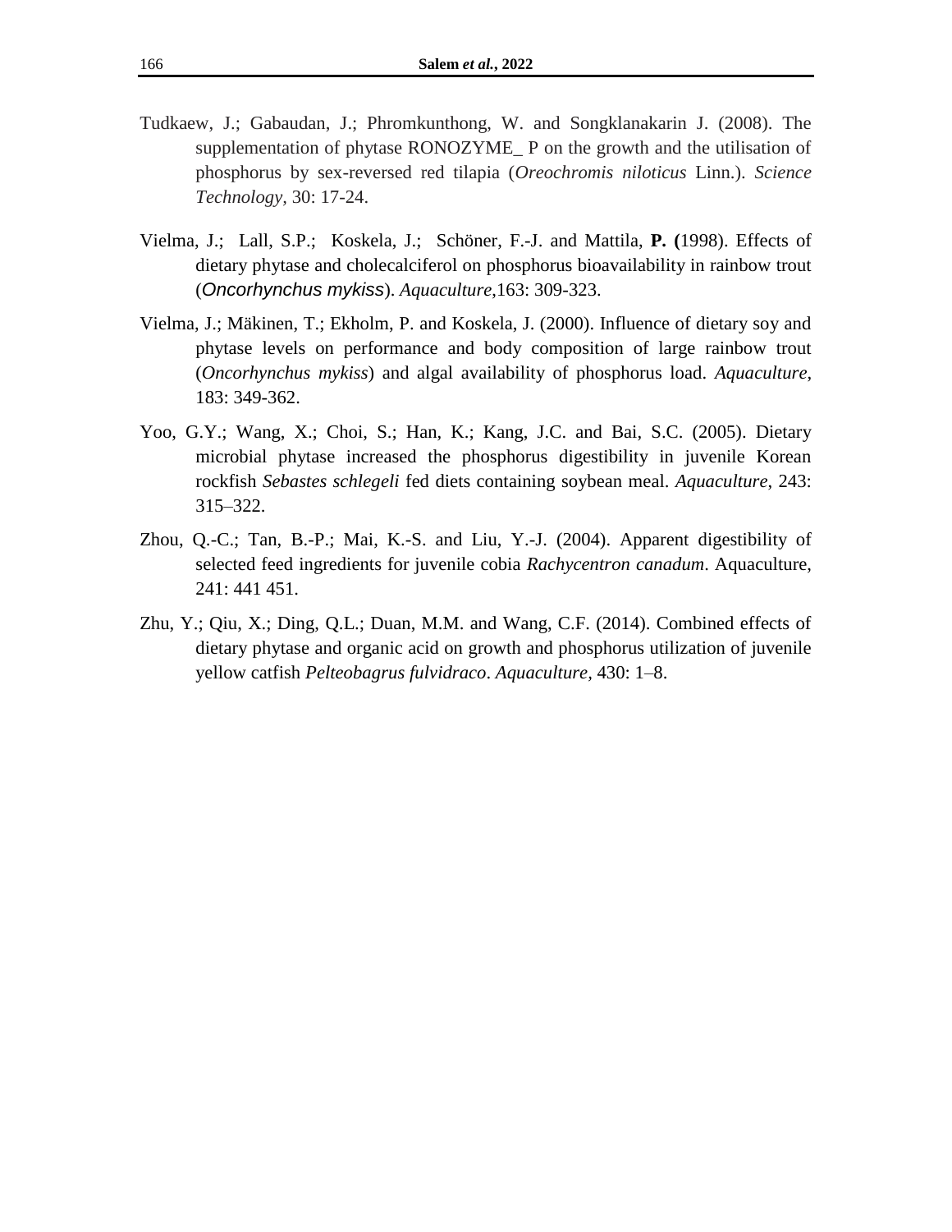Tudkaew, J.; Gabaudan, J.; Phromkunthong, W. and Songklanakarin J. (2008). The supplementation of phytase RONOZYME_ P on the growth and the utilisation of phosphorus by sex-reversed red tilapia (*Oreochromis niloticus* Linn.). *Science Technology*, 30: 17-24.

Vielma, J.; Lall, S.P.; Koskela, J.; Schöner, F.-J. and Mattila, **P. (**1998). Effects of dietary phytase and cholecalciferol on phosphorus bioavailability in rainbow trout (*Oncorhynchus mykiss*). *Aquaculture*,163: 309-323.

Vielma, J.; Mäkinen, T.; Ekholm, P. and Koskela, J. (2000). Influence of dietary soy and phytase levels on performance and body composition of large rainbow trout (*Oncorhynchus mykiss*) and algal availability of phosphorus load. *Aquaculture*, 183: 349-362.

Yoo, G.Y.; Wang, X.; Choi, S.; Han, K.; Kang, J.C. and Bai, S.C. (2005). Dietary microbial phytase increased the phosphorus digestibility in juvenile Korean rockfish *Sebastes schlegeli* fed diets containing soybean meal. *Aquaculture*, 243: 315–322.

Zhou, Q.-C.; Tan, B.-P.; Mai, K.-S. and Liu, Y.-J. (2004). Apparent digestibility of selected feed ingredients for juvenile cobia *Rachycentron canadum*. Aquaculture, 241: 441 451.

Zhu, Y.; Qiu, X.; Ding, Q.L.; Duan, M.M. and Wang, C.F. (2014). Combined effects of dietary phytase and organic acid on growth and phosphorus utilization of juvenile yellow catfish *Pelteobagrus fulvidraco*. *Aquaculture*, 430: 1–8.